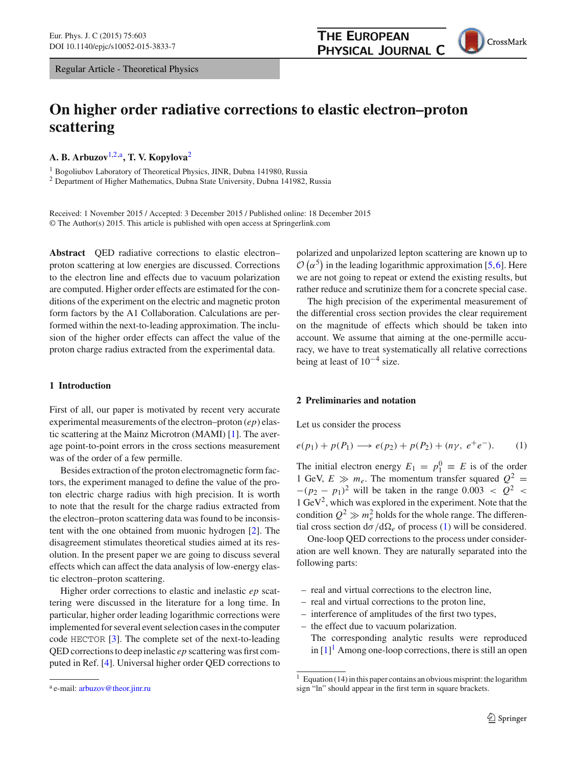Regular Article - Theoretical Physics

# On higher order radiative corrections to elastic electron–proton scattering

**A. B. Arbuzov**[1,2,a], **T. V. Kopylova**[2]

[1] Bogoliubov Laboratory of Theoretical Physics, JINR, Dubna 141980, Russia
[2] Department of Higher Mathematics, Dubna State University, Dubna 141982, Russia

Received: 1 November 2015 / Accepted: 3 December 2015 / Published online: 18 December 2015
© The Author(s) 2015. This article is published with open access at Springerlink.com

**Abstract** QED radiative corrections to elastic electron–proton scattering at low energies are discussed. Corrections to the electron line and effects due to vacuum polarization are computed. Higher order effects are estimated for the conditions of the experiment on the electric and magnetic proton form factors by the A1 Collaboration. Calculations are performed within the next-to-leading approximation. The inclusion of the higher order effects can affect the value of the proton charge radius extracted from the experimental data.

## 1 Introduction

First of all, our paper is motivated by recent very accurate experimental measurements of the electron–proton (*ep*) elastic scattering at the Mainz Microtron (MAMI) [1]. The average point-to-point errors in the cross sections measurement was of the order of a few permille.

Besides extraction of the proton electromagnetic form factors, the experiment managed to define the value of the proton electric charge radius with high precision. It is worth to note that the result for the charge radius extracted from the electron–proton scattering data was found to be inconsistent with the one obtained from muonic hydrogen [2]. The disagreement stimulates theoretical studies aimed at its resolution. In the present paper we are going to discuss several effects which can affect the data analysis of low-energy elastic electron–proton scattering.

Higher order corrections to elastic and inelastic *ep* scattering were discussed in the literature for a long time. In particular, higher order leading logarithmic corrections were implemented for several event selection cases in the computer code HECTOR [3]. The complete set of the next-to-leading QED corrections to deep inelastic *ep* scattering was first computed in Ref. [4]. Universal higher order QED corrections to polarized and unpolarized lepton scattering are known up to $\mathcal{O}\left(\alpha^5\right)$ in the leading logarithmic approximation [5,6]. Here we are not going to repeat or extend the existing results, but rather reduce and scrutinize them for a concrete special case.

The high precision of the experimental measurement of the differential cross section provides the clear requirement on the magnitude of effects which should be taken into account. We assume that aiming at the one-permille accuracy, we have to treat systematically all relative corrections being at least of $10^{-4}$ size.

## 2 Preliminaries and notation

Let us consider the process

$$e(p_1) + p(P_1) \longrightarrow e(p_2) + p(P_2) + (n\gamma,\ e^+e^-). \qquad (1)$$

The initial electron energy $E_1 = p_1^0 \equiv E$ is of the order 1 GeV, $E \gg m_e$. The momentum transfer squared $Q^2 = -(p_2 - p_1)^2$ will be taken in the range $0.003 < Q^2 < 1\ \text{GeV}^2$, which was explored in the experiment. Note that the condition $Q^2 \gg m_e^2$ holds for the whole range. The differential cross section $\mathrm{d}\sigma/\mathrm{d}\Omega_e$ of process (1) will be considered.

One-loop QED corrections to the process under consideration are well known. They are naturally separated into the following parts:

- real and virtual corrections to the electron line,
- real and virtual corrections to the proton line,
- interference of amplitudes of the first two types,
- the effect due to vacuum polarization.

The corresponding analytic results were reproduced in [1][1] Among one-loop corrections, there is still an open

[a] e-mail: arbuzov@theor.jinr.ru

[1] Equation (14) in this paper contains an obvious misprint: the logarithm sign "ln" should appear in the first term in square brackets.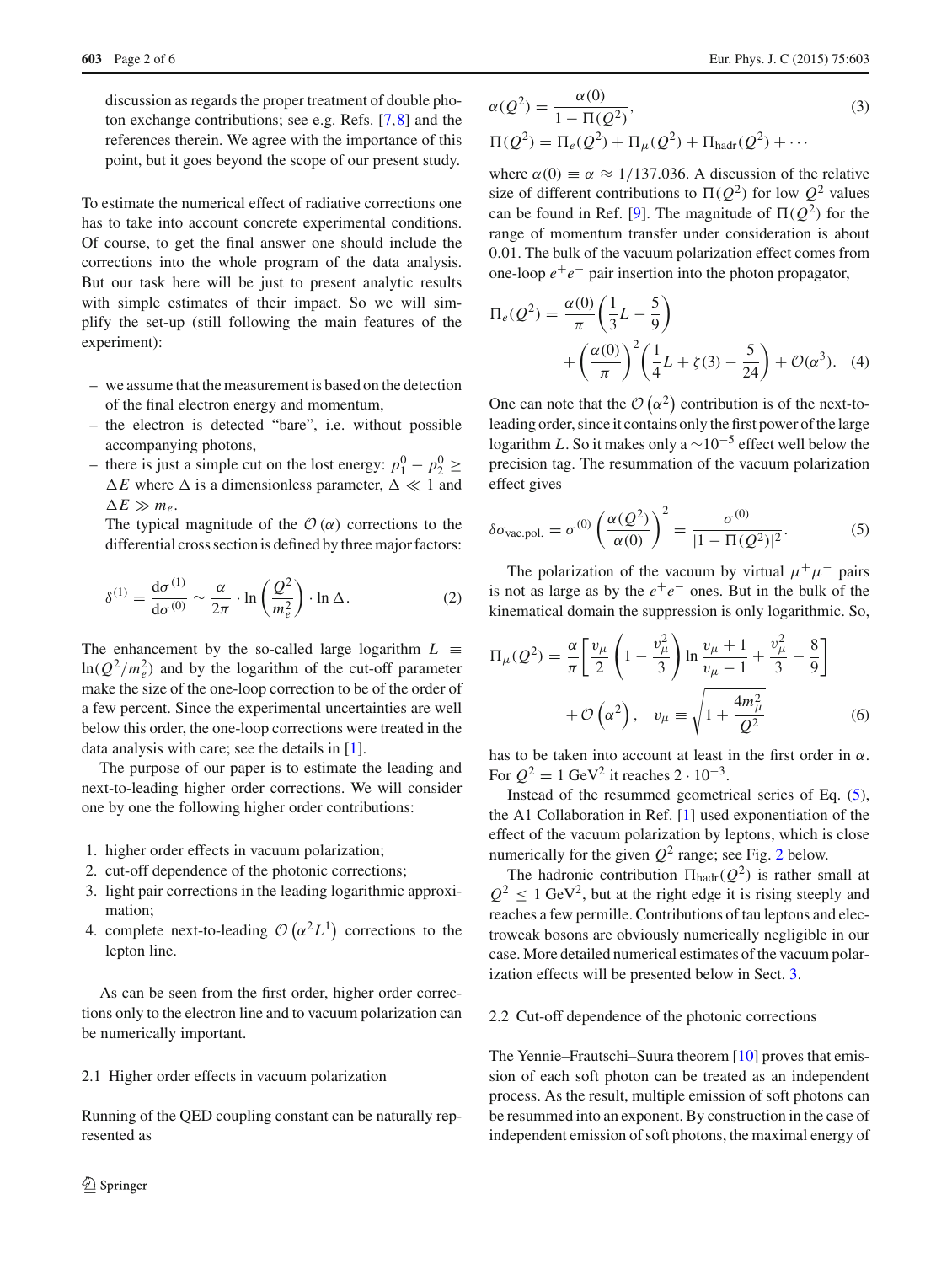discussion as regards the proper treatment of double photon exchange contributions; see e.g. Refs. [7,8] and the references therein. We agree with the importance of this point, but it goes beyond the scope of our present study.

To estimate the numerical effect of radiative corrections one has to take into account concrete experimental conditions. Of course, to get the final answer one should include the corrections into the whole program of the data analysis. But our task here will be just to present analytic results with simple estimates of their impact. So we will simplify the set-up (still following the main features of the experiment):

- we assume that the measurement is based on the detection of the final electron energy and momentum,
- the electron is detected "bare", i.e. without possible accompanying photons,
- there is just a simple cut on the lost energy: $p_1^0 - p_2^0 \geq \Delta E$ where $\Delta$ is a dimensionless parameter, $\Delta \ll 1$ and $\Delta E \gg m_e$.

  The typical magnitude of the $\mathcal{O}(\alpha)$ corrections to the differential cross section is defined by three major factors:

$$\delta^{(1)} = \frac{\mathrm{d}\sigma^{(1)}}{\mathrm{d}\sigma^{(0)}} \sim \frac{\alpha}{2\pi} \cdot \ln\left(\frac{Q^2}{m_e^2}\right) \cdot \ln \Delta. \tag{2}$$

The enhancement by the so-called large logarithm $L \equiv \ln(Q^2/m_e^2)$ and by the logarithm of the cut-off parameter make the size of the one-loop correction to be of the order of a few percent. Since the experimental uncertainties are well below this order, the one-loop corrections were treated in the data analysis with care; see the details in [1].

The purpose of our paper is to estimate the leading and next-to-leading higher order corrections. We will consider one by one the following higher order contributions:

1. higher order effects in vacuum polarization;
2. cut-off dependence of the photonic corrections;
3. light pair corrections in the leading logarithmic approximation;
4. complete next-to-leading $\mathcal{O}\left(\alpha^2 L^1\right)$ corrections to the lepton line.

As can be seen from the first order, higher order corrections only to the electron line and to vacuum polarization can be numerically important.

### 2.1 Higher order effects in vacuum polarization

Running of the QED coupling constant can be naturally represented as

$$\alpha(Q^2) = \frac{\alpha(0)}{1 - \Pi(Q^2)}, \tag{3}$$
$$\Pi(Q^2) = \Pi_e(Q^2) + \Pi_\mu(Q^2) + \Pi_{\mathrm{hadr}}(Q^2) + \cdots$$

where $\alpha(0) \equiv \alpha \approx 1/137.036$. A discussion of the relative size of different contributions to $\Pi(Q^2)$ for low $Q^2$ values can be found in Ref. [9]. The magnitude of $\Pi(Q^2)$ for the range of momentum transfer under consideration is about 0.01. The bulk of the vacuum polarization effect comes from one-loop $e^+e^-$ pair insertion into the photon propagator,

$$\Pi_e(Q^2) = \frac{\alpha(0)}{\pi}\left(\frac{1}{3}L - \frac{5}{9}\right) + \left(\frac{\alpha(0)}{\pi}\right)^2\left(\frac{1}{4}L + \zeta(3) - \frac{5}{24}\right) + \mathcal{O}(\alpha^3). \tag{4}$$

One can note that the $\mathcal{O}\left(\alpha^2\right)$ contribution is of the next-to-leading order, since it contains only the first power of the large logarithm $L$. So it makes only a $\sim 10^{-5}$ effect well below the precision tag. The resummation of the vacuum polarization effect gives

$$\delta\sigma_{\text{vac.pol.}} = \sigma^{(0)}\left(\frac{\alpha(Q^2)}{\alpha(0)}\right)^2 = \frac{\sigma^{(0)}}{|1 - \Pi(Q^2)|^2}. \tag{5}$$

The polarization of the vacuum by virtual $\mu^+\mu^-$ pairs is not as large as by the $e^+e^-$ ones. But in the bulk of the kinematical domain the suppression is only logarithmic. So,

$$\Pi_\mu(Q^2) = \frac{\alpha}{\pi}\left[\frac{v_\mu}{2}\left(1 - \frac{v_\mu^2}{3}\right)\ln\frac{v_\mu + 1}{v_\mu - 1} + \frac{v_\mu^2}{3} - \frac{8}{9}\right] + \mathcal{O}\left(\alpha^2\right), \quad v_\mu \equiv \sqrt{1 + \frac{4m_\mu^2}{Q^2}} \tag{6}$$

has to be taken into account at least in the first order in $\alpha$. For $Q^2 = 1\ \mathrm{GeV}^2$ it reaches $2 \cdot 10^{-3}$.

Instead of the resummed geometrical series of Eq. (5), the A1 Collaboration in Ref. [1] used exponentiation of the effect of the vacuum polarization by leptons, which is close numerically for the given $Q^2$ range; see Fig. 2 below.

The hadronic contribution $\Pi_{\mathrm{hadr}}(Q^2)$ is rather small at $Q^2 \leq 1\ \mathrm{GeV}^2$, but at the right edge it is rising steeply and reaches a few permille. Contributions of tau leptons and electroweak bosons are obviously numerically negligible in our case. More detailed numerical estimates of the vacuum polarization effects will be presented below in Sect. 3.

### 2.2 Cut-off dependence of the photonic corrections

The Yennie–Frautschi–Suura theorem [10] proves that emission of each soft photon can be treated as an independent process. As the result, multiple emission of soft photons can be resummed into an exponent. By construction in the case of independent emission of soft photons, the maximal energy of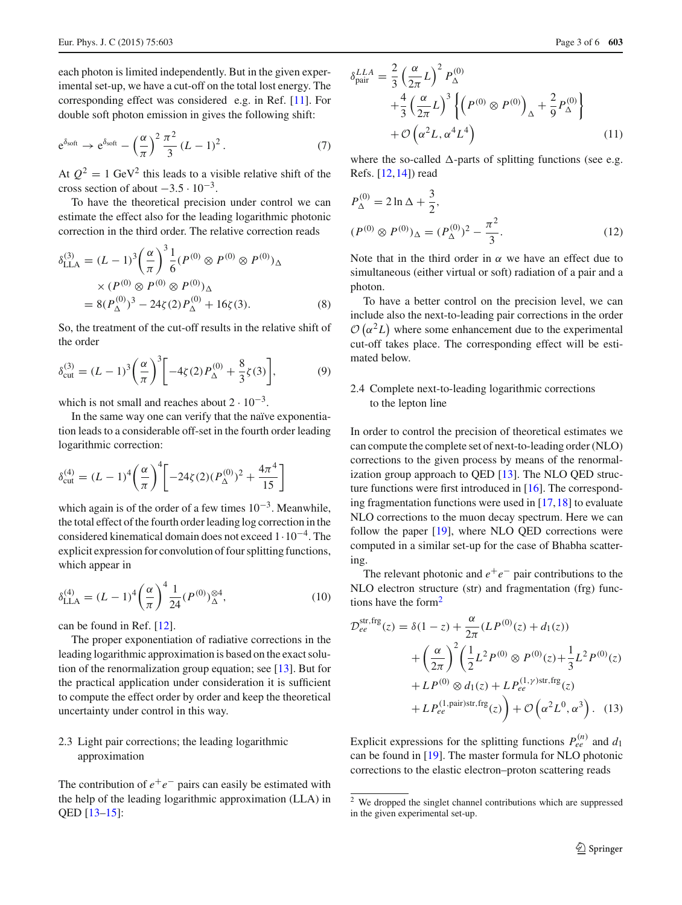each photon is limited independently. But in the given experimental set-up, we have a cut-off on the total lost energy. The corresponding effect was considered e.g. in Ref. [11]. For double soft photon emission in gives the following shift:

$$
\mathrm{e}^{\delta_{\mathrm{soft}}} \to \mathrm{e}^{\delta_{\mathrm{soft}}} - \left(\frac{\alpha}{\pi}\right)^2 \frac{\pi^2}{3}(L-1)^2. \tag{7}
$$

At $Q^2 = 1\ \mathrm{GeV}^2$ this leads to a visible relative shift of the cross section of about $-3.5 \cdot 10^{-3}$.

To have the theoretical precision under control we can estimate the effect also for the leading logarithmic photonic correction in the third order. The relative correction reads

$$
\begin{aligned}
\delta^{(3)}_{\mathrm{LLA}} &= (L-1)^3 \left(\frac{\alpha}{\pi}\right)^3 \frac{1}{6} (P^{(0)} \otimes P^{(0)} \otimes P^{(0)})_\Delta \\
&\quad \times (P^{(0)} \otimes P^{(0)} \otimes P^{(0)})_\Delta \\
&= 8(P^{(0)}_\Delta)^3 - 24\zeta(2) P^{(0)}_\Delta + 16\zeta(3).
\end{aligned} \tag{8}
$$

So, the treatment of the cut-off results in the relative shift of the order

$$
\delta^{(3)}_{\mathrm{cut}} = (L-1)^3 \left(\frac{\alpha}{\pi}\right)^3 \left[ -4\zeta(2) P^{(0)}_\Delta + \frac{8}{3}\zeta(3) \right], \tag{9}
$$

which is not small and reaches about $2 \cdot 10^{-3}$.

In the same way one can verify that the naïve exponentiation leads to a considerable off-set in the fourth order leading logarithmic correction:

$$
\delta^{(4)}_{\mathrm{cut}} = (L-1)^4 \left(\frac{\alpha}{\pi}\right)^4 \left[ -24\zeta(2) (P^{(0)}_\Delta)^2 + \frac{4\pi^4}{15} \right]
$$

which again is of the order of a few times $10^{-3}$. Meanwhile, the total effect of the fourth order leading log correction in the considered kinematical domain does not exceed $1 \cdot 10^{-4}$. The explicit expression for convolution of four splitting functions, which appear in

$$
\delta^{(4)}_{\mathrm{LLA}} = (L-1)^4 \left(\frac{\alpha}{\pi}\right)^4 \frac{1}{24} (P^{(0)})^{\otimes 4}_\Delta, \tag{10}
$$

can be found in Ref. [12].

The proper exponentiation of radiative corrections in the leading logarithmic approximation is based on the exact solution of the renormalization group equation; see [13]. But for the practical application under consideration it is sufficient to compute the effect order by order and keep the theoretical uncertainty under control in this way.

### 2.3 Light pair corrections; the leading logarithmic approximation

The contribution of $e^+e^-$ pairs can easily be estimated with the help of the leading logarithmic approximation (LLA) in QED [13–15]:

$$
\begin{aligned}
\delta^{LLA}_{\mathrm{pair}} &= \frac{2}{3}\left(\frac{\alpha}{2\pi}L\right)^2 P^{(0)}_\Delta \\
&\quad + \frac{4}{3}\left(\frac{\alpha}{2\pi}L\right)^3 \left\{ \left(P^{(0)} \otimes P^{(0)}\right)_\Delta + \frac{2}{9} P^{(0)}_\Delta \right\} \\
&\quad + \mathcal{O}\left(\alpha^2 L, \alpha^4 L^4\right)
\end{aligned} \tag{11}
$$

where the so-called $\Delta$-parts of splitting functions (see e.g. Refs. [12,14]) read

$$
\begin{aligned}
P^{(0)}_\Delta &= 2\ln\Delta + \frac{3}{2}, \\
(P^{(0)} \otimes P^{(0)})_\Delta &= (P^{(0)}_\Delta)^2 - \frac{\pi^2}{3}.
\end{aligned} \tag{12}
$$

Note that in the third order in $\alpha$ we have an effect due to simultaneous (either virtual or soft) radiation of a pair and a photon.

To have a better control on the precision level, we can include also the next-to-leading pair corrections in the order $\mathcal{O}\left(\alpha^2 L\right)$ where some enhancement due to the experimental cut-off takes place. The corresponding effect will be estimated below.

### 2.4 Complete next-to-leading logarithmic corrections to the lepton line

In order to control the precision of theoretical estimates we can compute the complete set of next-to-leading order (NLO) corrections to the given process by means of the renormalization group approach to QED [13]. The NLO QED structure functions were first introduced in [16]. The corresponding fragmentation functions were used in [17,18] to evaluate NLO corrections to the muon decay spectrum. Here we can follow the paper [19], where NLO QED corrections were computed in a similar set-up for the case of Bhabha scattering.

The relevant photonic and $e^+e^-$ pair contributions to the NLO electron structure (str) and fragmentation (frg) functions have the form[2]

$$
\begin{aligned}
\mathcal{D}^{\mathrm{str,frg}}_{ee}(z) &= \delta(1-z) + \frac{\alpha}{2\pi}(L P^{(0)}(z) + d_1(z)) \\
&\quad + \left(\frac{\alpha}{2\pi}\right)^2 \Big( \frac{1}{2} L^2 P^{(0)} \otimes P^{(0)}(z) + \frac{1}{3} L^2 P^{(0)}(z) \\
&\quad + L P^{(0)} \otimes d_1(z) + L P^{(1,\gamma)\mathrm{str,frg}}_{ee}(z) \\
&\quad + L P^{(1,\mathrm{pair})\mathrm{str,frg}}_{ee}(z) \Big) + \mathcal{O}\left(\alpha^2 L^0, \alpha^3\right).
\end{aligned} \tag{13}
$$

Explicit expressions for the splitting functions $P^{(n)}_{ee}$ and $d_1$ can be found in [19]. The master formula for NLO photonic corrections to the elastic electron–proton scattering reads

[2] We dropped the singlet channel contributions which are suppressed in the given experimental set-up.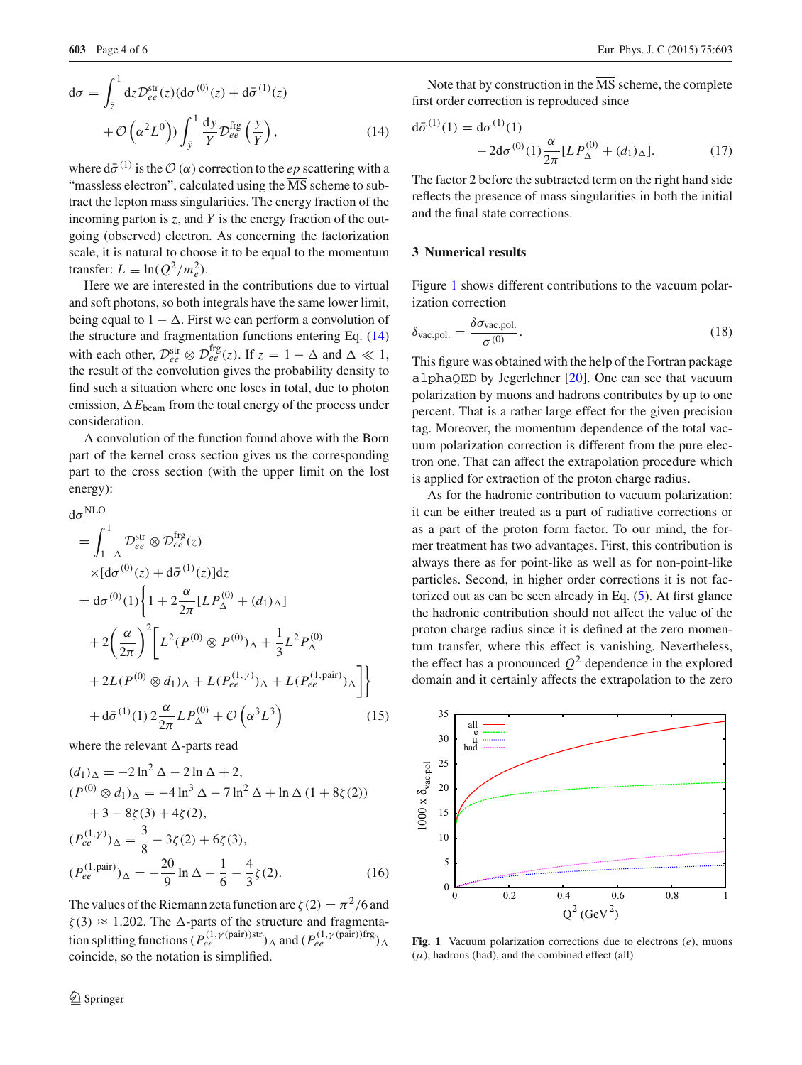$$
\mathrm{d}\sigma = \int_{\bar{z}}^{1} \mathrm{d}z \mathcal{D}_{ee}^{\mathrm{str}}(z)(\mathrm{d}\sigma^{(0)}(z) + \mathrm{d}\bar{\sigma}^{(1)}(z) + \mathcal{O}\left(\alpha^2 L^0\right)) \int_{\bar{y}}^{1} \frac{\mathrm{d}y}{Y} \mathcal{D}_{ee}^{\mathrm{frg}}\left(\frac{y}{Y}\right), \tag{14}
$$

where $\mathrm{d}\bar{\sigma}^{(1)}$ is the $\mathcal{O}(\alpha)$ correction to the $ep$ scattering with a "massless electron", calculated using the $\overline{\mathrm{MS}}$ scheme to subtract the lepton mass singularities. The energy fraction of the incoming parton is $z$, and $Y$ is the energy fraction of the outgoing (observed) electron. As concerning the factorization scale, it is natural to choose it to be equal to the momentum transfer: $L \equiv \ln(Q^2/m_e^2)$.

Here we are interested in the contributions due to virtual and soft photons, so both integrals have the same lower limit, being equal to $1-\Delta$. First we can perform a convolution of the structure and fragmentation functions entering Eq. (14) with each other, $\mathcal{D}_{ee}^{\mathrm{str}} \otimes \mathcal{D}_{ee}^{\mathrm{frg}}(z)$. If $z = 1-\Delta$ and $\Delta \ll 1$, the result of the convolution gives the probability density to find such a situation where one loses in total, due to photon emission, $\Delta E_{\mathrm{beam}}$ from the total energy of the process under consideration.

A convolution of the function found above with the Born part of the kernel cross section gives us the corresponding part to the cross section (with the upper limit on the lost energy):

$$
\begin{aligned}
&\mathrm{d}\sigma^{\mathrm{NLO}} \\
&= \int_{1-\Delta}^{1} \mathcal{D}_{ee}^{\mathrm{str}} \otimes \mathcal{D}_{ee}^{\mathrm{frg}}(z) \\
&\quad \times [\mathrm{d}\sigma^{(0)}(z) + \mathrm{d}\bar{\sigma}^{(1)}(z)]\mathrm{d}z \\
&= \mathrm{d}\sigma^{(0)}(1)\Bigg\{1 + 2\frac{\alpha}{2\pi}[LP_{\Delta}^{(0)} + (d_1)_{\Delta}] \\
&\quad + 2\left(\frac{\alpha}{2\pi}\right)^2 \Bigg[L^2(P^{(0)} \otimes P^{(0)})_{\Delta} + \frac{1}{3}L^2 P_{\Delta}^{(0)} \\
&\quad + 2L(P^{(0)} \otimes d_1)_{\Delta} + L(P_{ee}^{(1,\gamma)})_{\Delta} + L(P_{ee}^{(1,\mathrm{pair})})_{\Delta}\Bigg]\Bigg\} \\
&\quad + \mathrm{d}\bar{\sigma}^{(1)}(1)\, 2\frac{\alpha}{2\pi}LP_{\Delta}^{(0)} + \mathcal{O}\left(\alpha^3 L^3\right)
\end{aligned} \tag{15}
$$

where the relevant $\Delta$-parts read

$$
\begin{aligned}
(d_1)_{\Delta} &= -2\ln^2\Delta - 2\ln\Delta + 2, \\
(P^{(0)} \otimes d_1)_{\Delta} &= -4\ln^3\Delta - 7\ln^2\Delta + \ln\Delta\,(1 + 8\zeta(2)) \\
&\quad + 3 - 8\zeta(3) + 4\zeta(2), \\
(P_{ee}^{(1,\gamma)})_{\Delta} &= \frac{3}{8} - 3\zeta(2) + 6\zeta(3), \\
(P_{ee}^{(1,\mathrm{pair})})_{\Delta} &= -\frac{20}{9}\ln\Delta - \frac{1}{6} - \frac{4}{3}\zeta(2).
\end{aligned} \tag{16}
$$

The values of the Riemann zeta function are $\zeta(2) = \pi^2/6$ and $\zeta(3) \approx 1.202$. The $\Delta$-parts of the structure and fragmentation splitting functions $(P_{ee}^{(1,\gamma(\mathrm{pair}))\mathrm{str}})_{\Delta}$ and $(P_{ee}^{(1,\gamma(\mathrm{pair}))\mathrm{frg}})_{\Delta}$ coincide, so the notation is simplified.

Note that by construction in the $\overline{\mathrm{MS}}$ scheme, the complete first order correction is reproduced since

$$
\mathrm{d}\bar{\sigma}^{(1)}(1) = \mathrm{d}\sigma^{(1)}(1) - 2\mathrm{d}\sigma^{(0)}(1)\frac{\alpha}{2\pi}[LP_{\Delta}^{(0)} + (d_1)_{\Delta}]. \tag{17}
$$

The factor 2 before the subtracted term on the right hand side reflects the presence of mass singularities in both the initial and the final state corrections.

## 3 Numerical results

Figure 1 shows different contributions to the vacuum polarization correction

$$
\delta_{\mathrm{vac.pol.}} = \frac{\delta\sigma_{\mathrm{vac.pol.}}}{\sigma^{(0)}}. \tag{18}
$$

This figure was obtained with the help of the Fortran package alphaQED by Jegerlehner [20]. One can see that vacuum polarization by muons and hadrons contributes by up to one percent. That is a rather large effect for the given precision tag. Moreover, the momentum dependence of the total vacuum polarization correction is different from the pure electron one. That can affect the extrapolation procedure which is applied for extraction of the proton charge radius.

As for the hadronic contribution to vacuum polarization: it can be either treated as a part of radiative corrections or as a part of the proton form factor. To our mind, the former treatment has two advantages. First, this contribution is always there as for point-like as well as for non-point-like particles. Second, in higher order corrections it is not factorized out as can be seen already in Eq. (5). At first glance the hadronic contribution should not affect the value of the proton charge radius since it is defined at the zero momentum transfer, where this effect is vanishing. Nevertheless, the effect has a pronounced $Q^2$ dependence in the explored domain and it certainly affects the extrapolation to the zero

**Fig. 1** Vacuum polarization corrections due to electrons ($e$), muons ($\mu$), hadrons (had), and the combined effect (all)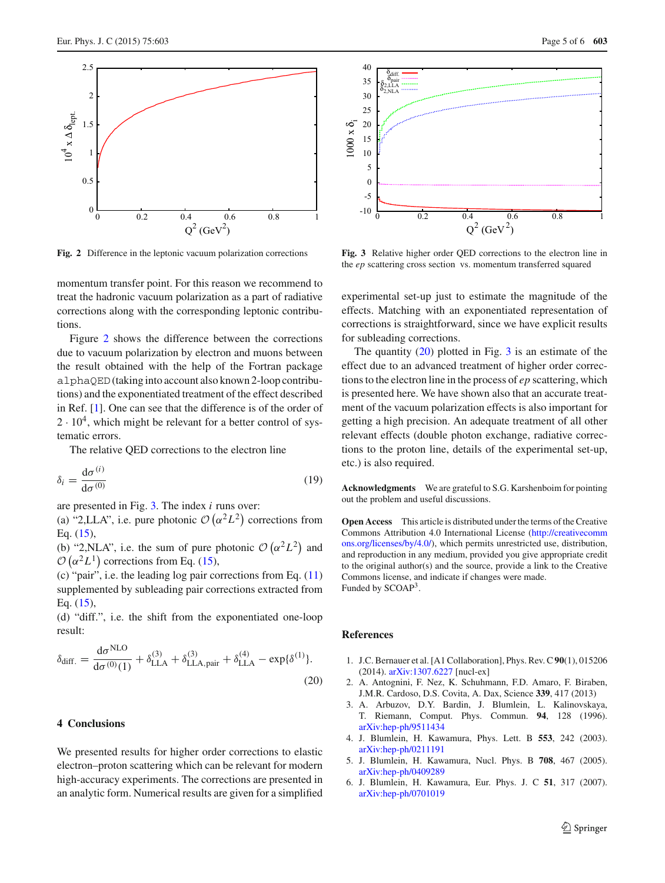**Fig. 2** Difference in the leptonic vacuum polarization corrections

**Fig. 3** Relative higher order QED corrections to the electron line in the *ep* scattering cross section vs. momentum transferred squared

momentum transfer point. For this reason we recommend to treat the hadronic vacuum polarization as a part of radiative corrections along with the corresponding leptonic contributions.

Figure 2 shows the difference between the corrections due to vacuum polarization by electron and muons between the result obtained with the help of the Fortran package `alphaQED` (taking into account also known 2-loop contributions) and the exponentiated treatment of the effect described in Ref. [1]. One can see that the difference is of the order of $2 \cdot 10^4$, which might be relevant for a better control of systematic errors.

The relative QED corrections to the electron line

$$\delta_i = \frac{\mathrm{d}\sigma^{(i)}}{\mathrm{d}\sigma^{(0)}} \tag{19}$$

are presented in Fig. 3. The index $i$ runs over:

(a) "2,LLA", i.e. pure photonic $\mathcal{O}\left(\alpha^2 L^2\right)$ corrections from Eq. (15),

(b) "2,NLA", i.e. the sum of pure photonic $\mathcal{O}\left(\alpha^2 L^2\right)$ and $\mathcal{O}\left(\alpha^2 L^1\right)$ corrections from Eq. (15),

(c) "pair", i.e. the leading log pair corrections from Eq. (11) supplemented by subleading pair corrections extracted from Eq. (15),

(d) "diff.", i.e. the shift from the exponentiated one-loop result:

$$\delta_{\mathrm{diff.}} = \frac{\mathrm{d}\sigma^{\mathrm{NLO}}}{\mathrm{d}\sigma^{(0)}(1)} + \delta^{(3)}_{\mathrm{LLA}} + \delta^{(3)}_{\mathrm{LLA,pair}} + \delta^{(4)}_{\mathrm{LLA}} - \exp\{\delta^{(1)}\}. \tag{20}$$

## 4 Conclusions

We presented results for higher order corrections to elastic electron–proton scattering which can be relevant for modern high-accuracy experiments. The corrections are presented in an analytic form. Numerical results are given for a simplified experimental set-up just to estimate the magnitude of the effects. Matching with an exponentiated representation of corrections is straightforward, since we have explicit results for subleading corrections.

The quantity (20) plotted in Fig. 3 is an estimate of the effect due to an advanced treatment of higher order corrections to the electron line in the process of *ep* scattering, which is presented here. We have shown also that an accurate treatment of the vacuum polarization effects is also important for getting a high precision. An adequate treatment of all other relevant effects (double photon exchange, radiative corrections to the proton line, details of the experimental set-up, etc.) is also required.

**Acknowledgments** We are grateful to S.G. Karshenboim for pointing out the problem and useful discussions.

**Open Access** This article is distributed under the terms of the Creative Commons Attribution 4.0 International License (http://creativecommons.org/licenses/by/4.0/), which permits unrestricted use, distribution, and reproduction in any medium, provided you give appropriate credit to the original author(s) and the source, provide a link to the Creative Commons license, and indicate if changes were made.
Funded by SCOAP[3].

## References

1. J.C. Bernauer et al. [A1 Collaboration], Phys. Rev. C **90**(1), 015206 (2014). arXiv:1307.6227 [nucl-ex]
2. A. Antognini, F. Nez, K. Schuhmann, F.D. Amaro, F. Biraben, J.M.R. Cardoso, D.S. Covita, A. Dax, Science **339**, 417 (2013)
3. A. Arbuzov, D.Y. Bardin, J. Blumlein, L. Kalinovskaya, T. Riemann, Comput. Phys. Commun. **94**, 128 (1996). arXiv:hep-ph/9511434
4. J. Blumlein, H. Kawamura, Phys. Lett. B **553**, 242 (2003). arXiv:hep-ph/0211191
5. J. Blumlein, H. Kawamura, Nucl. Phys. B **708**, 467 (2005). arXiv:hep-ph/0409289
6. J. Blumlein, H. Kawamura, Eur. Phys. J. C **51**, 317 (2007). arXiv:hep-ph/0701019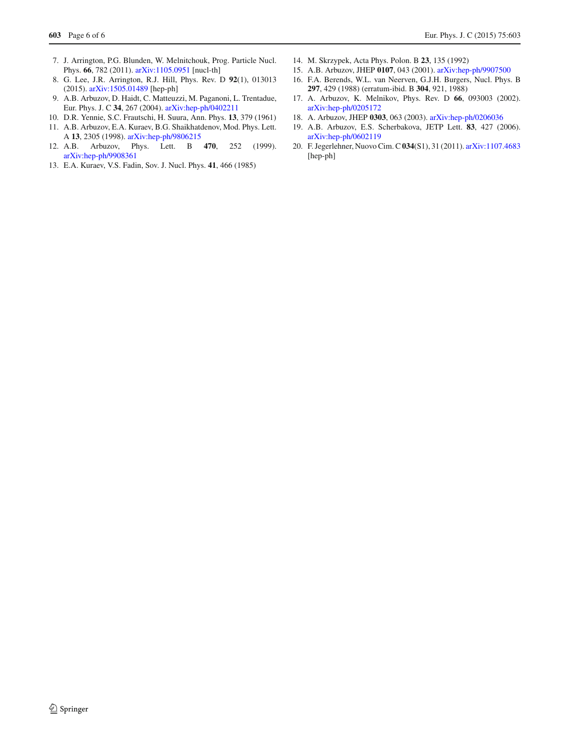7. J. Arrington, P.G. Blunden, W. Melnitchouk, Prog. Particle Nucl. Phys. **66**, 782 (2011). arXiv:1105.0951 [nucl-th]
8. G. Lee, J.R. Arrington, R.J. Hill, Phys. Rev. D **92**(1), 013013 (2015). arXiv:1505.01489 [hep-ph]
9. A.B. Arbuzov, D. Haidt, C. Matteuzzi, M. Paganoni, L. Trentadue, Eur. Phys. J. C **34**, 267 (2004). arXiv:hep-ph/0402211
10. D.R. Yennie, S.C. Frautschi, H. Suura, Ann. Phys. **13**, 379 (1961)
11. A.B. Arbuzov, E.A. Kuraev, B.G. Shaikhatdenov, Mod. Phys. Lett. A **13**, 2305 (1998). arXiv:hep-ph/9806215
12. A.B. Arbuzov, Phys. Lett. B **470**, 252 (1999). arXiv:hep-ph/9908361
13. E.A. Kuraev, V.S. Fadin, Sov. J. Nucl. Phys. **41**, 466 (1985)
14. M. Skrzypek, Acta Phys. Polon. B **23**, 135 (1992)
15. A.B. Arbuzov, JHEP **0107**, 043 (2001). arXiv:hep-ph/9907500
16. F.A. Berends, W.L. van Neerven, G.J.H. Burgers, Nucl. Phys. B **297**, 429 (1988) (erratum-ibid. B **304**, 921, 1988)
17. A. Arbuzov, K. Melnikov, Phys. Rev. D **66**, 093003 (2002). arXiv:hep-ph/0205172
18. A. Arbuzov, JHEP **0303**, 063 (2003). arXiv:hep-ph/0206036
19. A.B. Arbuzov, E.S. Scherbakova, JETP Lett. **83**, 427 (2006). arXiv:hep-ph/0602119
20. F. Jegerlehner, Nuovo Cim. C **034**(S1), 31 (2011). arXiv:1107.4683 [hep-ph]